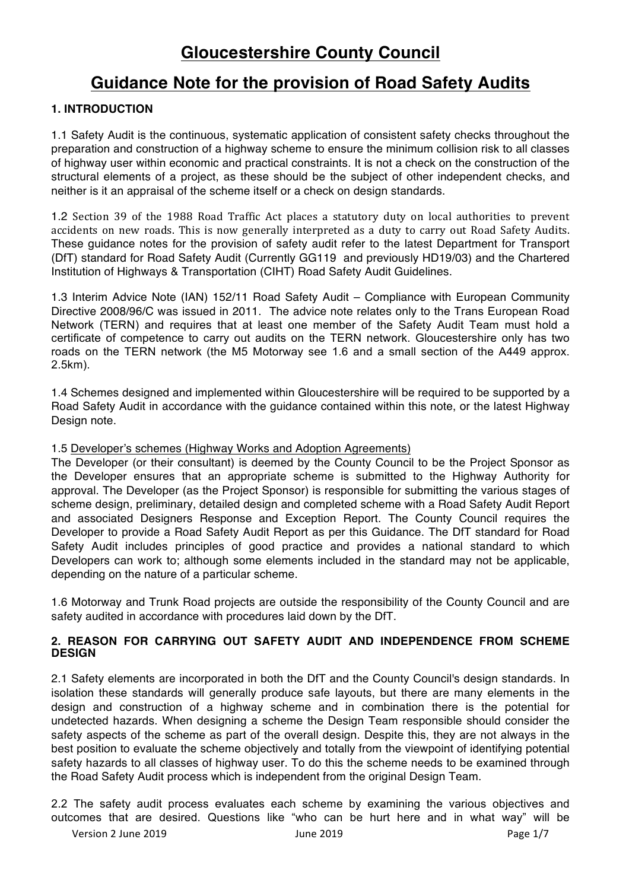# Gloucestershire County Council

# Guidance Note for the provision of Road Safety Audits

### 1. INTRODUCTION

1.1 Safety Audit is the continuous, systematic application of consistent safety checks throughout the preparation and construction of a highway scheme to ensure the minimum collision risk to all classes of highway user within economic and practical constraints. It is not a check on the construction of the structural elements of a project, as these should be the subject of other independent checks, and neither is it an appraisal of the scheme itself or a check on design standards.

1.2 Section 39 of the 1988 Road Traffic Act places a statutory duty on local authorities to prevent accidents on new roads. This is now generally interpreted as a duty to carry out Road Safety Audits. These guidance notes for the provision of safety audit refer to the latest Department for Transport (DfT) standard for Road Safety Audit (Currently GG119 and previously HD19/03) and the Chartered Institution of Highways & Transportation (CIHT) Road Safety Audit Guidelines.

1.3 Interim Advice Note (IAN) 152/11 Road Safety Audit – Compliance with European Community Directive 2008/96/C was issued in 2011. The advice note relates only to the Trans European Road Network (TERN) and requires that at least one member of the Safety Audit Team must hold a certificate of competence to carry out audits on the TERN network. Gloucestershire only has two roads on the TERN network (the M5 Motorway see 1.6 and a small section of the A449 approx. 2.5km).

1.4 Schemes designed and implemented within Gloucestershire will be required to be supported by a Road Safety Audit in accordance with the guidance contained within this note, or the latest Highway Design note.

1.5 <u>Developer's schemes (Highway Works and Adoption Agreements)</u>
The Developer (or their consultant) is deemed by the County Council to be the Project Sponsor as the Developer ensures that an appropriate scheme is submitted to the Highway Authority for approval. The Developer (as the Project Sponsor) is responsible for submitting the various stages of scheme design, preliminary, detailed design and completed scheme with a Road Safety Audit Report and associated Designers Response and Exception Report. The County Council requires the Developer to provide a Road Safety Audit Report as per this Guidance. The DfT standard for Road Safety Audit includes principles of good practice and provides a national standard to which Developers can work to; although some elements included in the standard may not be applicable, depending on the nature of a particular scheme.

1.6 Motorway and Trunk Road projects are outside the responsibility of the County Council and are safety audited in accordance with procedures laid down by the DfT.

### 2. REASON FOR CARRYING OUT SAFETY AUDIT AND INDEPENDENCE FROM SCHEME DESIGN

2.1 Safety elements are incorporated in both the DfT and the County Council's design standards. In isolation these standards will generally produce safe layouts, but there are many elements in the design and construction of a highway scheme and in combination there is the potential for undetected hazards. When designing a scheme the Design Team responsible should consider the safety aspects of the scheme as part of the overall design. Despite this, they are not always in the best position to evaluate the scheme objectively and totally from the viewpoint of identifying potential safety hazards to all classes of highway user. To do this the scheme needs to be examined through the Road Safety Audit process which is independent from the original Design Team.

2.2 The safety audit process evaluates each scheme by examining the various objectives and outcomes that are desired. Questions like "who can be hurt here and in what way" will be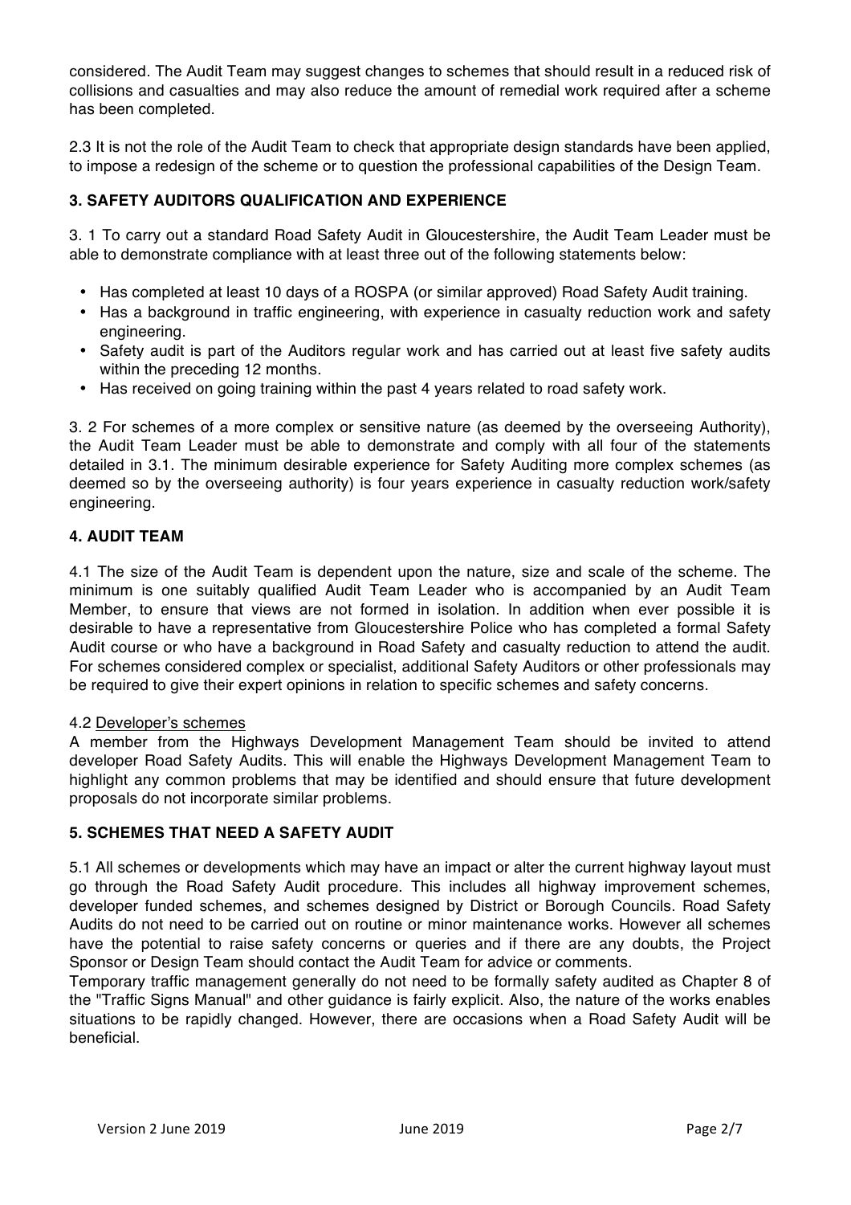considered. The Audit Team may suggest changes to schemes that should result in a reduced risk of collisions and casualties and may also reduce the amount of remedial work required after a scheme has been completed.

2.3 It is not the role of the Audit Team to check that appropriate design standards have been applied, to impose a redesign of the scheme or to question the professional capabilities of the Design Team.

## 3. SAFETY AUDITORS QUALIFICATION AND EXPERIENCE

3. 1 To carry out a standard Road Safety Audit in Gloucestershire, the Audit Team Leader must be able to demonstrate compliance with at least three out of the following statements below:

- Has completed at least 10 days of a ROSPA (or similar approved) Road Safety Audit training.
- Has a background in traffic engineering, with experience in casualty reduction work and safety engineering.
- Safety audit is part of the Auditors regular work and has carried out at least five safety audits within the preceding 12 months.
- Has received on going training within the past 4 years related to road safety work.

3. 2 For schemes of a more complex or sensitive nature (as deemed by the overseeing Authority), the Audit Team Leader must be able to demonstrate and comply with all four of the statements detailed in 3.1. The minimum desirable experience for Safety Auditing more complex schemes (as deemed so by the overseeing authority) is four years experience in casualty reduction work/safety engineering.

## 4. AUDIT TEAM

4.1 The size of the Audit Team is dependent upon the nature, size and scale of the scheme. The minimum is one suitably qualified Audit Team Leader who is accompanied by an Audit Team Member, to ensure that views are not formed in isolation. In addition when ever possible it is desirable to have a representative from Gloucestershire Police who has completed a formal Safety Audit course or who have a background in Road Safety and casualty reduction to attend the audit. For schemes considered complex or specialist, additional Safety Auditors or other professionals may be required to give their expert opinions in relation to specific schemes and safety concerns.

4.2 Developer's schemes

A member from the Highways Development Management Team should be invited to attend developer Road Safety Audits. This will enable the Highways Development Management Team to highlight any common problems that may be identified and should ensure that future development proposals do not incorporate similar problems.

## 5. SCHEMES THAT NEED A SAFETY AUDIT

5.1 All schemes or developments which may have an impact or alter the current highway layout must go through the Road Safety Audit procedure. This includes all highway improvement schemes, developer funded schemes, and schemes designed by District or Borough Councils. Road Safety Audits do not need to be carried out on routine or minor maintenance works. However all schemes have the potential to raise safety concerns or queries and if there are any doubts, the Project Sponsor or Design Team should contact the Audit Team for advice or comments.

Temporary traffic management generally do not need to be formally safety audited as Chapter 8 of the "Traffic Signs Manual" and other guidance is fairly explicit. Also, the nature of the works enables situations to be rapidly changed. However, there are occasions when a Road Safety Audit will be beneficial.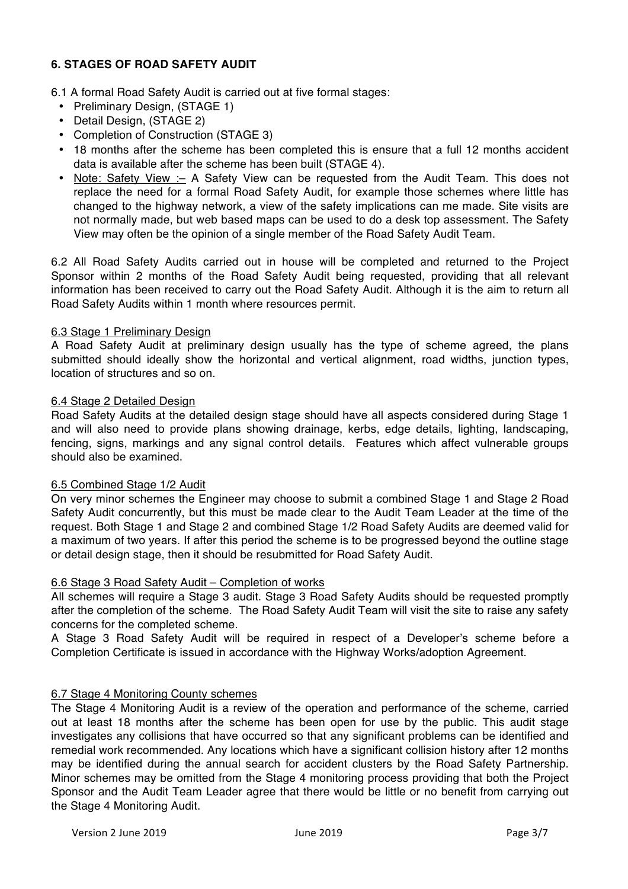### 6. STAGES OF ROAD SAFETY AUDIT

6.1 A formal Road Safety Audit is carried out at five formal stages:

- Preliminary Design, (STAGE 1)
- Detail Design, (STAGE 2)
- Completion of Construction (STAGE 3)
- 18 months after the scheme has been completed this is ensure that a full 12 months accident data is available after the scheme has been built (STAGE 4).
- Note: Safety View :– A Safety View can be requested from the Audit Team. This does not replace the need for a formal Road Safety Audit, for example those schemes where little has changed to the highway network, a view of the safety implications can me made. Site visits are not normally made, but web based maps can be used to do a desk top assessment. The Safety View may often be the opinion of a single member of the Road Safety Audit Team.

6.2 All Road Safety Audits carried out in house will be completed and returned to the Project Sponsor within 2 months of the Road Safety Audit being requested, providing that all relevant information has been received to carry out the Road Safety Audit. Although it is the aim to return all Road Safety Audits within 1 month where resources permit.

6.3 Stage 1 Preliminary Design

A Road Safety Audit at preliminary design usually has the type of scheme agreed, the plans submitted should ideally show the horizontal and vertical alignment, road widths, junction types, location of structures and so on.

6.4 Stage 2 Detailed Design

Road Safety Audits at the detailed design stage should have all aspects considered during Stage 1 and will also need to provide plans showing drainage, kerbs, edge details, lighting, landscaping, fencing, signs, markings and any signal control details. Features which affect vulnerable groups should also be examined.

6.5 Combined Stage 1/2 Audit

On very minor schemes the Engineer may choose to submit a combined Stage 1 and Stage 2 Road Safety Audit concurrently, but this must be made clear to the Audit Team Leader at the time of the request. Both Stage 1 and Stage 2 and combined Stage 1/2 Road Safety Audits are deemed valid for a maximum of two years. If after this period the scheme is to be progressed beyond the outline stage or detail design stage, then it should be resubmitted for Road Safety Audit.

6.6 Stage 3 Road Safety Audit – Completion of works

All schemes will require a Stage 3 audit. Stage 3 Road Safety Audits should be requested promptly after the completion of the scheme. The Road Safety Audit Team will visit the site to raise any safety concerns for the completed scheme.

A Stage 3 Road Safety Audit will be required in respect of a Developer's scheme before a Completion Certificate is issued in accordance with the Highway Works/adoption Agreement.

6.7 Stage 4 Monitoring County schemes

The Stage 4 Monitoring Audit is a review of the operation and performance of the scheme, carried out at least 18 months after the scheme has been open for use by the public. This audit stage investigates any collisions that have occurred so that any significant problems can be identified and remedial work recommended. Any locations which have a significant collision history after 12 months may be identified during the annual search for accident clusters by the Road Safety Partnership. Minor schemes may be omitted from the Stage 4 monitoring process providing that both the Project Sponsor and the Audit Team Leader agree that there would be little or no benefit from carrying out the Stage 4 Monitoring Audit.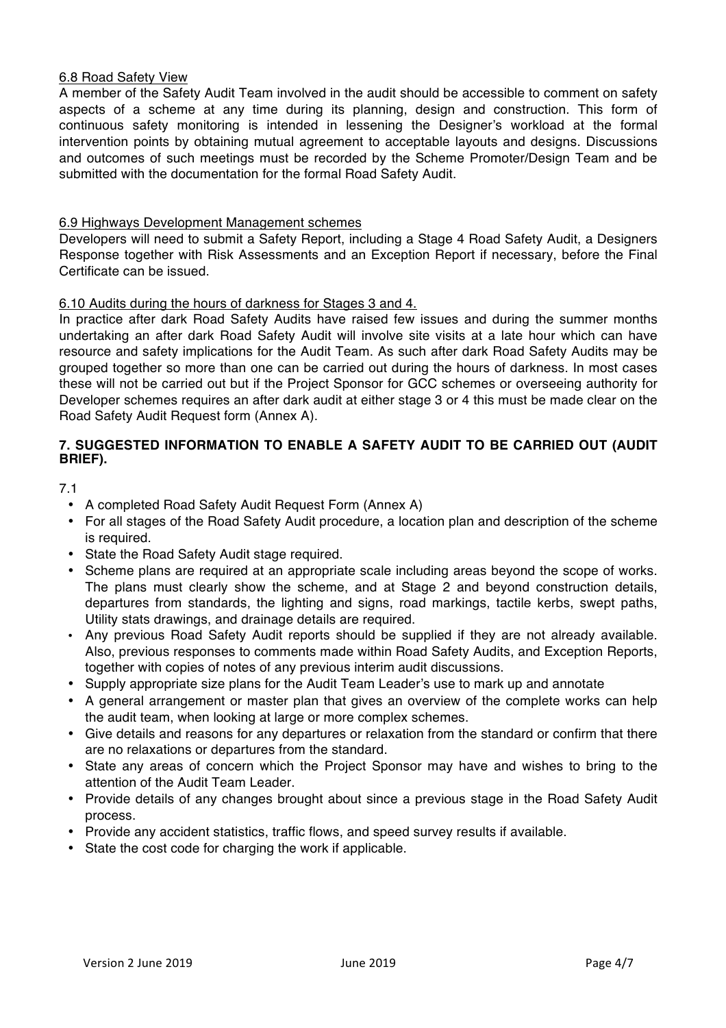6.8 Road Safety View

A member of the Safety Audit Team involved in the audit should be accessible to comment on safety aspects of a scheme at any time during its planning, design and construction. This form of continuous safety monitoring is intended in lessening the Designer's workload at the formal intervention points by obtaining mutual agreement to acceptable layouts and designs. Discussions and outcomes of such meetings must be recorded by the Scheme Promoter/Design Team and be submitted with the documentation for the formal Road Safety Audit.

6.9 Highways Development Management schemes

Developers will need to submit a Safety Report, including a Stage 4 Road Safety Audit, a Designers Response together with Risk Assessments and an Exception Report if necessary, before the Final Certificate can be issued.

6.10 Audits during the hours of darkness for Stages 3 and 4.

In practice after dark Road Safety Audits have raised few issues and during the summer months undertaking an after dark Road Safety Audit will involve site visits at a late hour which can have resource and safety implications for the Audit Team. As such after dark Road Safety Audits may be grouped together so more than one can be carried out during the hours of darkness. In most cases these will not be carried out but if the Project Sponsor for GCC schemes or overseeing authority for Developer schemes requires an after dark audit at either stage 3 or 4 this must be made clear on the Road Safety Audit Request form (Annex A).

## 7. SUGGESTED INFORMATION TO ENABLE A SAFETY AUDIT TO BE CARRIED OUT (AUDIT BRIEF).

7.1

- A completed Road Safety Audit Request Form (Annex A)
- For all stages of the Road Safety Audit procedure, a location plan and description of the scheme is required.
- State the Road Safety Audit stage required.
- Scheme plans are required at an appropriate scale including areas beyond the scope of works. The plans must clearly show the scheme, and at Stage 2 and beyond construction details, departures from standards, the lighting and signs, road markings, tactile kerbs, swept paths, Utility stats drawings, and drainage details are required.
- Any previous Road Safety Audit reports should be supplied if they are not already available. Also, previous responses to comments made within Road Safety Audits, and Exception Reports, together with copies of notes of any previous interim audit discussions.
- Supply appropriate size plans for the Audit Team Leader's use to mark up and annotate
- A general arrangement or master plan that gives an overview of the complete works can help the audit team, when looking at large or more complex schemes.
- Give details and reasons for any departures or relaxation from the standard or confirm that there are no relaxations or departures from the standard.
- State any areas of concern which the Project Sponsor may have and wishes to bring to the attention of the Audit Team Leader.
- Provide details of any changes brought about since a previous stage in the Road Safety Audit process.
- Provide any accident statistics, traffic flows, and speed survey results if available.
- State the cost code for charging the work if applicable.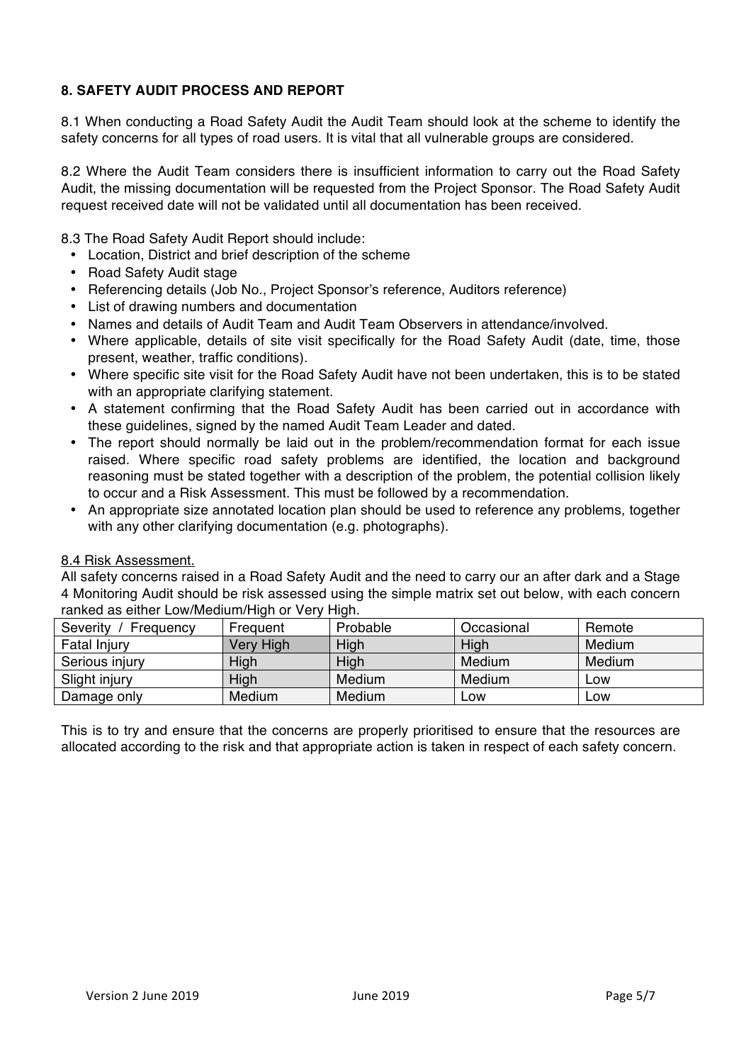### 8. SAFETY AUDIT PROCESS AND REPORT

8.1 When conducting a Road Safety Audit the Audit Team should look at the scheme to identify the safety concerns for all types of road users. It is vital that all vulnerable groups are considered.

8.2 Where the Audit Team considers there is insufficient information to carry out the Road Safety Audit, the missing documentation will be requested from the Project Sponsor. The Road Safety Audit request received date will not be validated until all documentation has been received.

8.3 The Road Safety Audit Report should include:

- Location, District and brief description of the scheme
- Road Safety Audit stage
- Referencing details (Job No., Project Sponsor's reference, Auditors reference)
- List of drawing numbers and documentation
- Names and details of Audit Team and Audit Team Observers in attendance/involved.
- Where applicable, details of site visit specifically for the Road Safety Audit (date, time, those present, weather, traffic conditions).
- Where specific site visit for the Road Safety Audit have not been undertaken, this is to be stated with an appropriate clarifying statement.
- A statement confirming that the Road Safety Audit has been carried out in accordance with these guidelines, signed by the named Audit Team Leader and dated.
- The report should normally be laid out in the problem/recommendation format for each issue raised. Where specific road safety problems are identified, the location and background reasoning must be stated together with a description of the problem, the potential collision likely to occur and a Risk Assessment. This must be followed by a recommendation.
- An appropriate size annotated location plan should be used to reference any problems, together with any other clarifying documentation (e.g. photographs).

8.4 Risk Assessment.

All safety concerns raised in a Road Safety Audit and the need to carry our an after dark and a Stage 4 Monitoring Audit should be risk assessed using the simple matrix set out below, with each concern ranked as either Low/Medium/High or Very High.

| Severity / Frequency | Frequent | Probable | Occasional | Remote |
|---|---|---|---|---|
| Fatal Injury | Very High | High | High | Medium |
| Serious injury | High | High | Medium | Medium |
| Slight injury | High | Medium | Medium | Low |
| Damage only | Medium | Medium | Low | Low |

This is to try and ensure that the concerns are properly prioritised to ensure that the resources are allocated according to the risk and that appropriate action is taken in respect of each safety concern.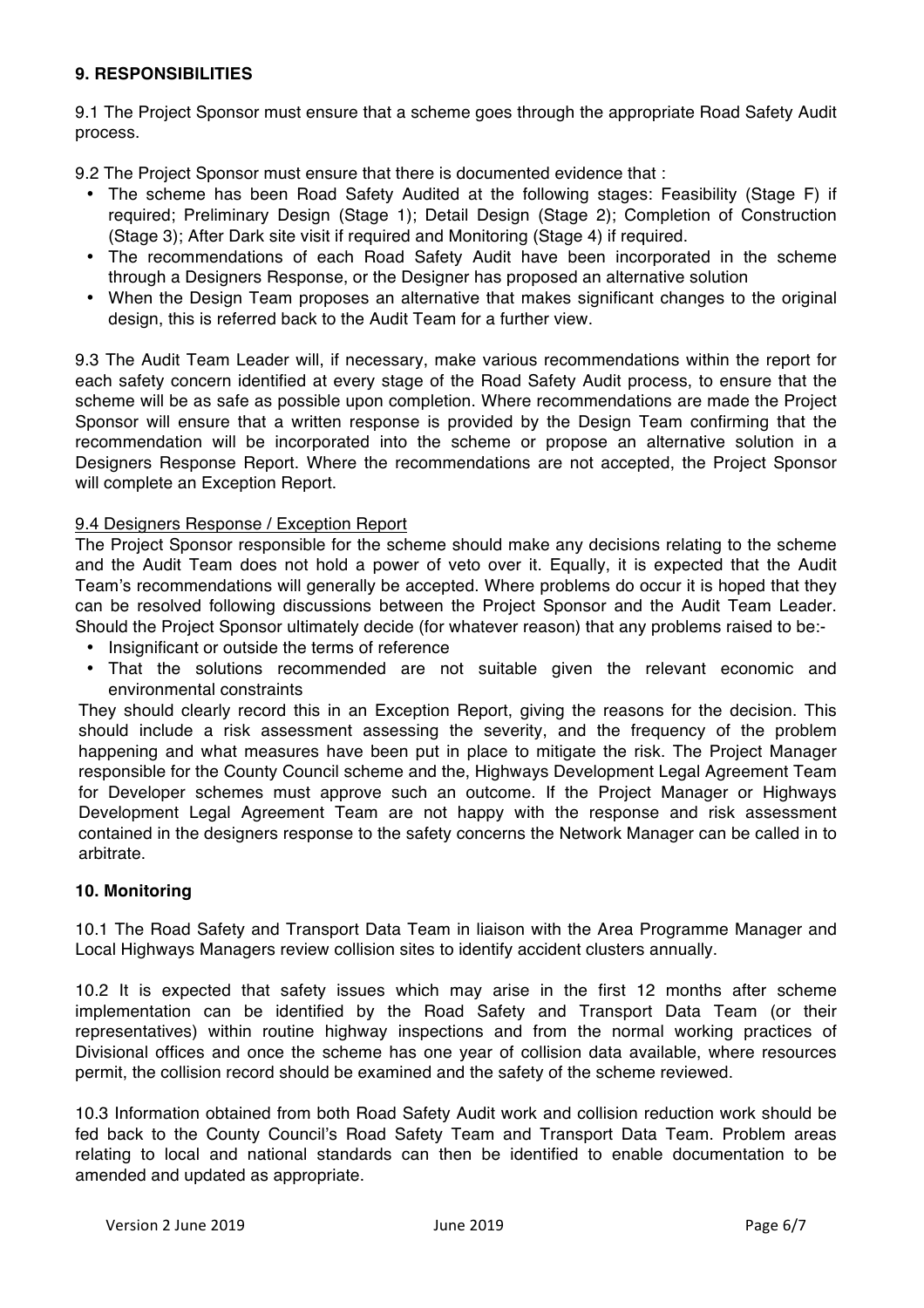## 9. RESPONSIBILITIES

9.1 The Project Sponsor must ensure that a scheme goes through the appropriate Road Safety Audit process.

9.2 The Project Sponsor must ensure that there is documented evidence that :

- The scheme has been Road Safety Audited at the following stages: Feasibility (Stage F) if required; Preliminary Design (Stage 1); Detail Design (Stage 2); Completion of Construction (Stage 3); After Dark site visit if required and Monitoring (Stage 4) if required.
- The recommendations of each Road Safety Audit have been incorporated in the scheme through a Designers Response, or the Designer has proposed an alternative solution
- When the Design Team proposes an alternative that makes significant changes to the original design, this is referred back to the Audit Team for a further view.

9.3 The Audit Team Leader will, if necessary, make various recommendations within the report for each safety concern identified at every stage of the Road Safety Audit process, to ensure that the scheme will be as safe as possible upon completion. Where recommendations are made the Project Sponsor will ensure that a written response is provided by the Design Team confirming that the recommendation will be incorporated into the scheme or propose an alternative solution in a Designers Response Report. Where the recommendations are not accepted, the Project Sponsor will complete an Exception Report.

9.4 Designers Response / Exception Report

The Project Sponsor responsible for the scheme should make any decisions relating to the scheme and the Audit Team does not hold a power of veto over it. Equally, it is expected that the Audit Team's recommendations will generally be accepted. Where problems do occur it is hoped that they can be resolved following discussions between the Project Sponsor and the Audit Team Leader. Should the Project Sponsor ultimately decide (for whatever reason) that any problems raised to be:-

- Insignificant or outside the terms of reference
- That the solutions recommended are not suitable given the relevant economic and environmental constraints

They should clearly record this in an Exception Report, giving the reasons for the decision. This should include a risk assessment assessing the severity, and the frequency of the problem happening and what measures have been put in place to mitigate the risk. The Project Manager responsible for the County Council scheme and the, Highways Development Legal Agreement Team for Developer schemes must approve such an outcome. If the Project Manager or Highways Development Legal Agreement Team are not happy with the response and risk assessment contained in the designers response to the safety concerns the Network Manager can be called in to arbitrate.

## 10. Monitoring

10.1 The Road Safety and Transport Data Team in liaison with the Area Programme Manager and Local Highways Managers review collision sites to identify accident clusters annually.

10.2 It is expected that safety issues which may arise in the first 12 months after scheme implementation can be identified by the Road Safety and Transport Data Team (or their representatives) within routine highway inspections and from the normal working practices of Divisional offices and once the scheme has one year of collision data available, where resources permit, the collision record should be examined and the safety of the scheme reviewed.

10.3 Information obtained from both Road Safety Audit work and collision reduction work should be fed back to the County Council's Road Safety Team and Transport Data Team. Problem areas relating to local and national standards can then be identified to enable documentation to be amended and updated as appropriate.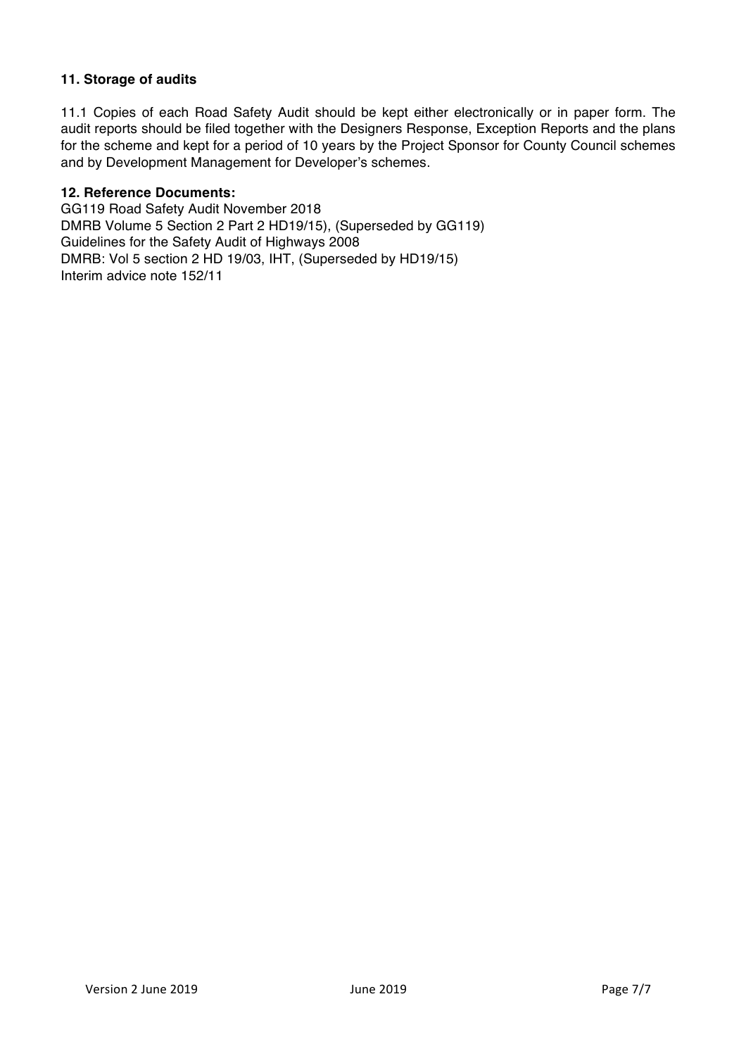### 11. Storage of audits

11.1 Copies of each Road Safety Audit should be kept either electronically or in paper form. The audit reports should be filed together with the Designers Response, Exception Reports and the plans for the scheme and kept for a period of 10 years by the Project Sponsor for County Council schemes and by Development Management for Developer's schemes.

### 12. Reference Documents:

GG119 Road Safety Audit November 2018
DMRB Volume 5 Section 2 Part 2 HD19/15), (Superseded by GG119)
Guidelines for the Safety Audit of Highways 2008
DMRB: Vol 5 section 2 HD 19/03, IHT, (Superseded by HD19/15)
Interim advice note 152/11